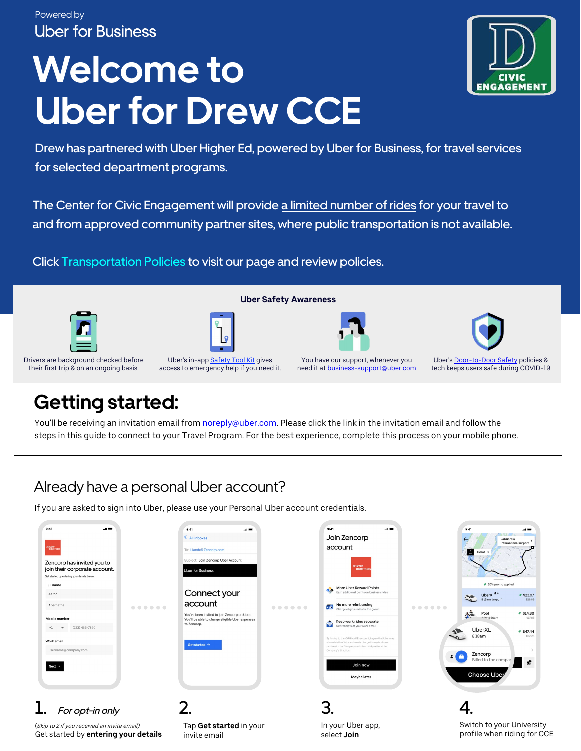Powered by

Uber for Business

# Welcome to Uber for Drew CCE

Drew has partnered with Uber Higher Ed, powered by Uber for Business, for travel services for selected department programs.

The Center for Civic Engagement will provide a limited number of rides for your travel to and from approved community partner sites, where public transportation is not available.

Click Transportation Policies to visit our page and review policies.

### Uber Safety Awareness

- Drivers are background checked before their first trip & on an ongoing basis.
- Uber's in-app Safety Tool Kit gives access to emergency help if you need it.
- You have our support, whenever you need it at business-support@uber.com
- Uber's Door-to-Door Safety policies & tech keeps users safe during COVID-19

## Getting started:

You'll be receiving an invitation email from noreply@uber.com. Please click the link in the invitation email and follow the steps in this guide to connect to your Travel Program. For the best experience, complete this process on your mobile phone.

---

## Already have a personal Uber account?

If you are asked to sign into Uber, please use your Personal Uber account credentials.

1. *For opt-in only*
   (Skip to 2 if you received an invite email)
   Get started by **entering your details**
2. Tap **Get started** in your invite email
3. In your Uber app, select **Join**
4. Switch to your University profile when riding for CCE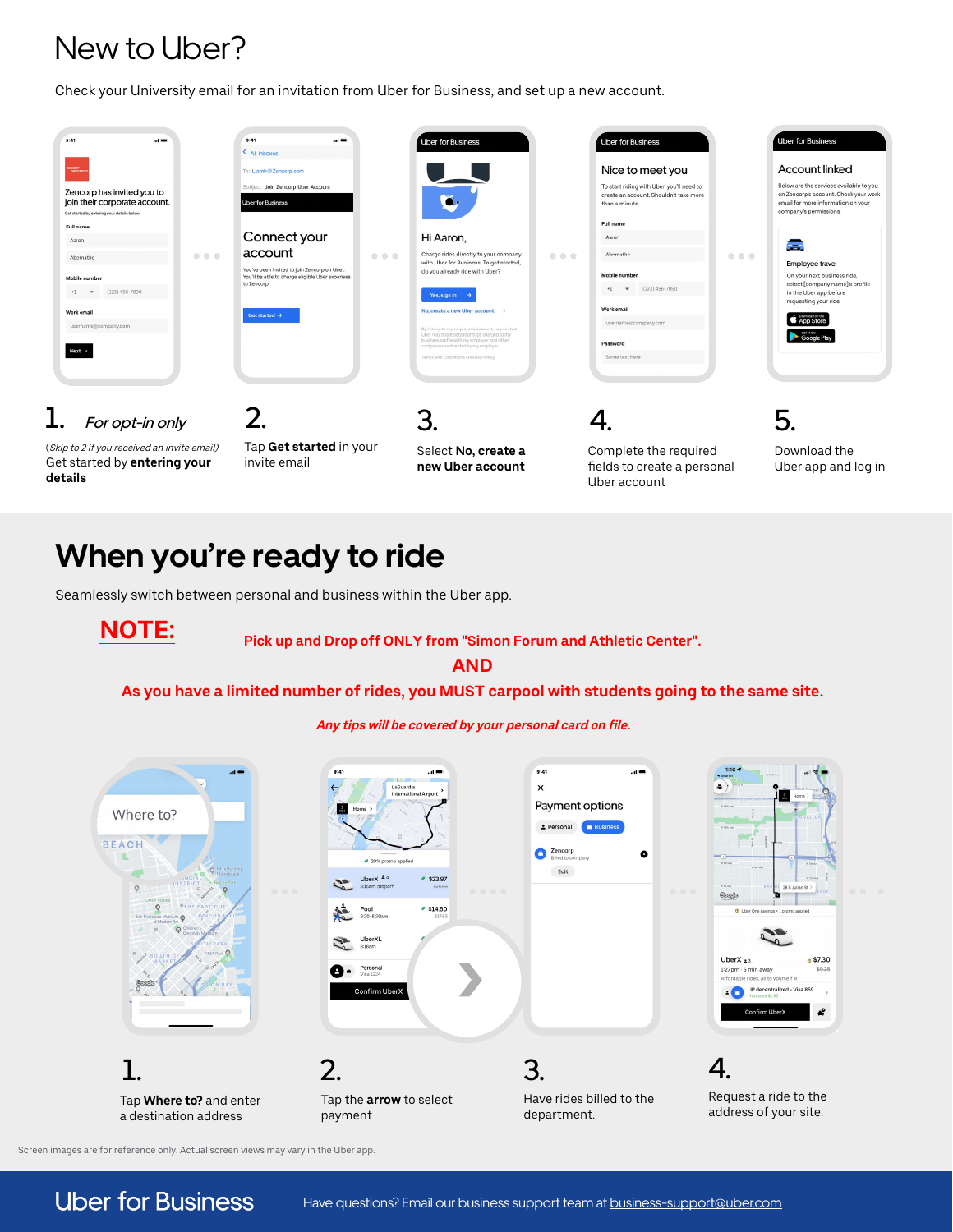# New to Uber?

Check your University email for an invitation from Uber for Business, and set up a new account.

1. *For opt-in only*

   (*Skip to 2 if you received an invite email*)
   Get started by **entering your details**

2. Tap **Get started** in your invite email

3. Select **No, create a new Uber account**

4. Complete the required fields to create a personal Uber account

5. Download the Uber app and log in

# When you're ready to ride

Seamlessly switch between personal and business within the Uber app.

**NOTE:**

**Pick up and Drop off ONLY from "Simon Forum and Athletic Center".**

**AND**

**As you have a limited number of rides, you MUST carpool with students going to the same site.**

***Any tips will be covered by your personal card on file.***

1. Tap **Where to?** and enter a destination address

2. Tap the **arrow** to select payment

3. Have rides billed to the department.

4. Request a ride to the address of your site.

Screen images are for reference only. Actual screen views may vary in the Uber app.

**Uber for Business**

Have questions? Email our business support team at business-support@uber.com